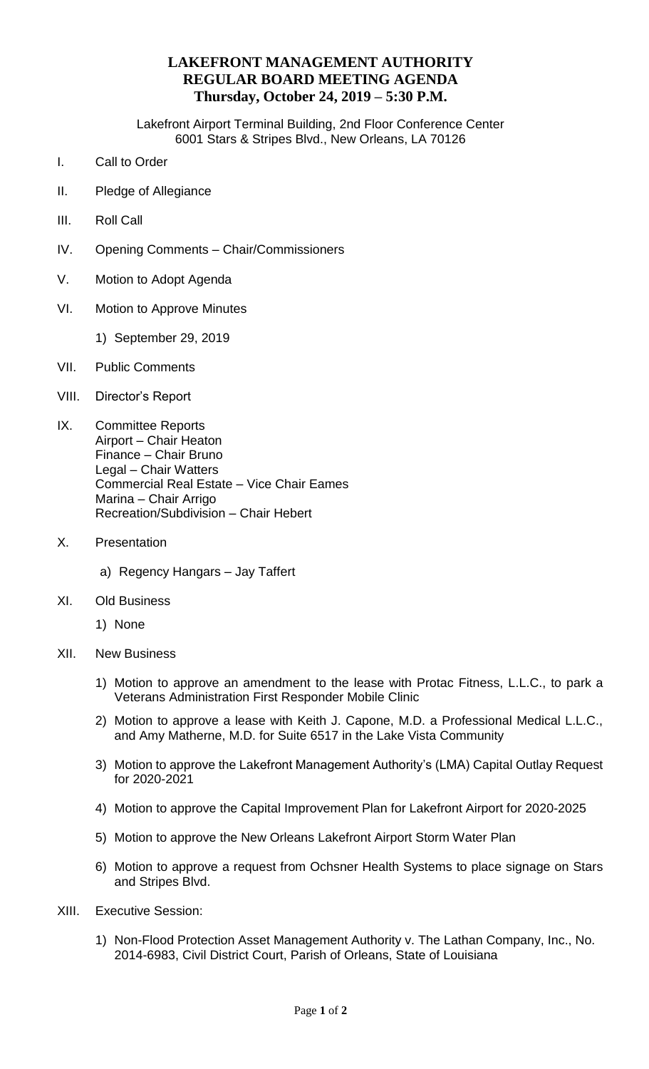# LAKEFRONT MANAGEMENT AUTHORITY
## REGULAR BOARD MEETING AGENDA
### Thursday, October 24, 2019 – 5:30 P.M.

Lakefront Airport Terminal Building, 2nd Floor Conference Center
6001 Stars & Stripes Blvd., New Orleans, LA 70126

I. Call to Order

II. Pledge of Allegiance

III. Roll Call

IV. Opening Comments – Chair/Commissioners

V. Motion to Adopt Agenda

VI. Motion to Approve Minutes

   1) September 29, 2019

VII. Public Comments

VIII. Director's Report

IX. Committee Reports
   Airport – Chair Heaton
   Finance – Chair Bruno
   Legal – Chair Watters
   Commercial Real Estate – Vice Chair Eames
   Marina – Chair Arrigo
   Recreation/Subdivision – Chair Hebert

X. Presentation

   a) Regency Hangars – Jay Taffert

XI. Old Business

   1) None

XII. New Business

   1) Motion to approve an amendment to the lease with Protac Fitness, L.L.C., to park a Veterans Administration First Responder Mobile Clinic

   2) Motion to approve a lease with Keith J. Capone, M.D. a Professional Medical L.L.C., and Amy Matherne, M.D. for Suite 6517 in the Lake Vista Community

   3) Motion to approve the Lakefront Management Authority's (LMA) Capital Outlay Request for 2020-2021

   4) Motion to approve the Capital Improvement Plan for Lakefront Airport for 2020-2025

   5) Motion to approve the New Orleans Lakefront Airport Storm Water Plan

   6) Motion to approve a request from Ochsner Health Systems to place signage on Stars and Stripes Blvd.

XIII. Executive Session:

   1) Non-Flood Protection Asset Management Authority v. The Lathan Company, Inc., No. 2014-6983, Civil District Court, Parish of Orleans, State of Louisiana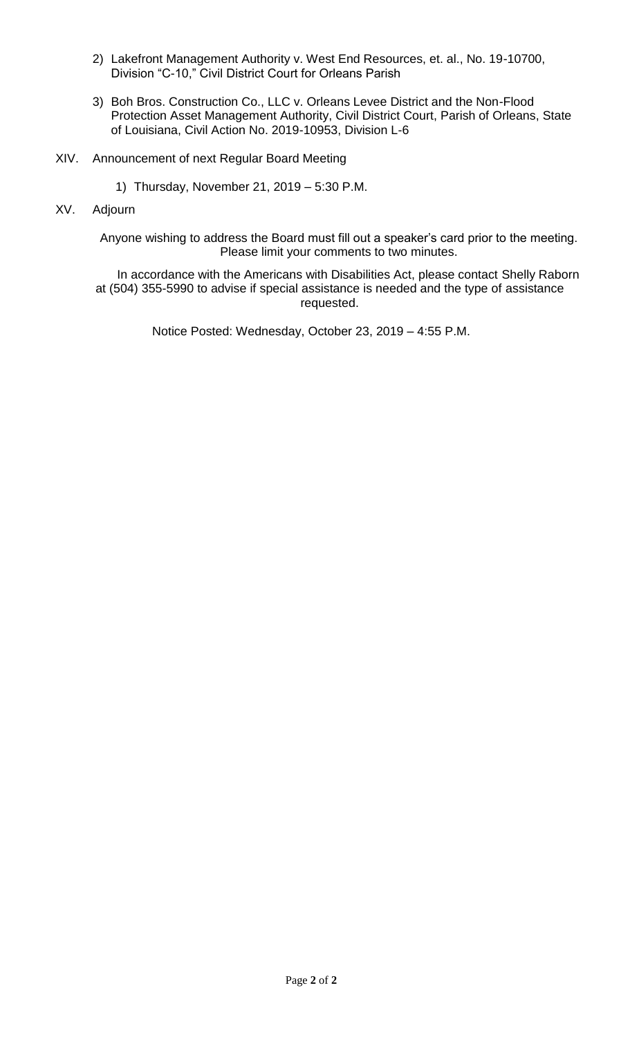2) Lakefront Management Authority v. West End Resources, et. al., No. 19-10700, Division "C-10," Civil District Court for Orleans Parish

3) Boh Bros. Construction Co., LLC v. Orleans Levee District and the Non-Flood Protection Asset Management Authority, Civil District Court, Parish of Orleans, State of Louisiana, Civil Action No. 2019-10953, Division L-6

XIV. Announcement of next Regular Board Meeting

1) Thursday, November 21, 2019 – 5:30 P.M.

XV. Adjourn

Anyone wishing to address the Board must fill out a speaker's card prior to the meeting. Please limit your comments to two minutes.

In accordance with the Americans with Disabilities Act, please contact Shelly Raborn at (504) 355-5990 to advise if special assistance is needed and the type of assistance requested.

Notice Posted: Wednesday, October 23, 2019 – 4:55 P.M.